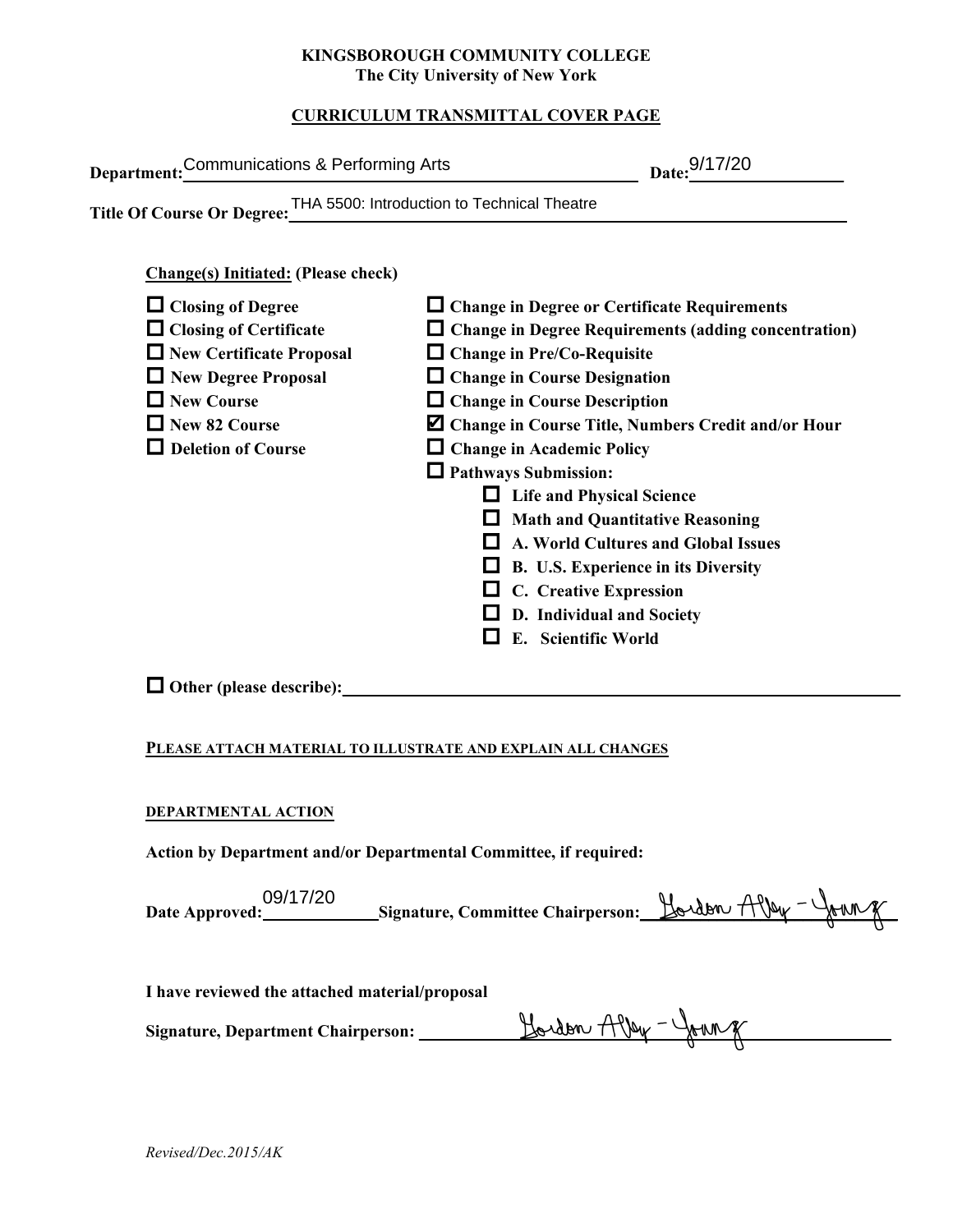**KINGSBOROUGH COMMUNITY COLLEGE**
**The City University of New York**

**CURRICULUM TRANSMITTAL COVER PAGE**

**Department:** Communications & Performing Arts **Date:** 9/17/20

**Title Of Course Or Degree:** THA 5500: Introduction to Technical Theatre

**Change(s) Initiated:** (Please check)

- ☐ Closing of Degree
- ☐ Closing of Certificate
- ☐ New Certificate Proposal
- ☐ New Degree Proposal
- ☐ New Course
- ☐ New 82 Course
- ☐ Deletion of Course
- ☐ Change in Degree or Certificate Requirements
- ☐ Change in Degree Requirements (adding concentration)
- ☐ Change in Pre/Co-Requisite
- ☐ Change in Course Designation
- ☐ Change in Course Description
- ☑ Change in Course Title, Numbers Credit and/or Hour
- ☐ Change in Academic Policy
- ☐ Pathways Submission:
  - ☐ Life and Physical Science
  - ☐ Math and Quantitative Reasoning
  - ☐ A. World Cultures and Global Issues
  - ☐ B. U.S. Experience in its Diversity
  - ☐ C. Creative Expression
  - ☐ D. Individual and Society
  - ☐ E. Scientific World

☐ **Other (please describe):** ______________________

**PLEASE ATTACH MATERIAL TO ILLUSTRATE AND EXPLAIN ALL CHANGES**

**DEPARTMENTAL ACTION**

**Action by Department and/or Departmental Committee, if required:**

**Date Approved:** 09/17/20 **Signature, Committee Chairperson:** Gordon Alley-Young

**I have reviewed the attached material/proposal**

**Signature, Department Chairperson:** Gordon Alley-Young

*Revised/Dec.2015/AK*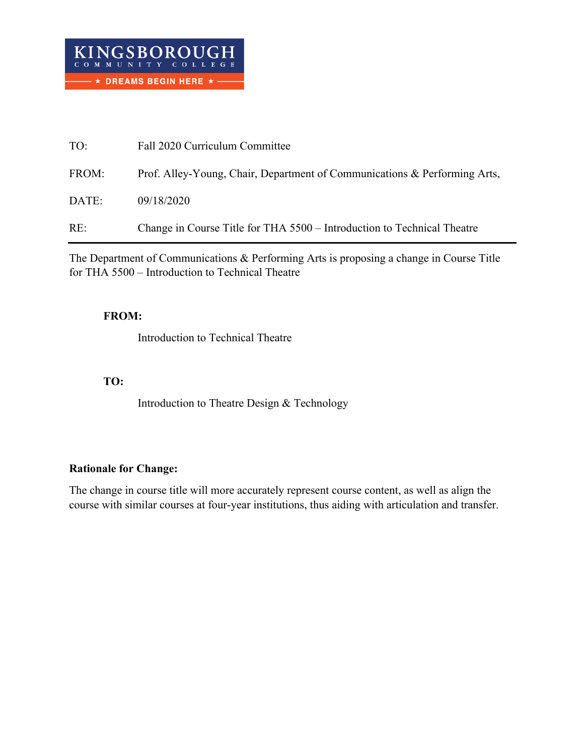KINGSBOROUGH COMMUNITY COLLEGE

★ DREAMS BEGIN HERE ★

| | |
|---|---|
| TO: | Fall 2020 Curriculum Committee |
| FROM: | Prof. Alley-Young, Chair, Department of Communications & Performing Arts, |
| DATE: | 09/18/2020 |
| RE: | Change in Course Title for THA 5500 – Introduction to Technical Theatre |

---

The Department of Communications & Performing Arts is proposing a change in Course Title for THA 5500 – Introduction to Technical Theatre

**FROM:**

Introduction to Technical Theatre

**TO:**

Introduction to Theatre Design & Technology

**Rationale for Change:**

The change in course title will more accurately represent course content, as well as align the course with similar courses at four-year institutions, thus aiding with articulation and transfer.